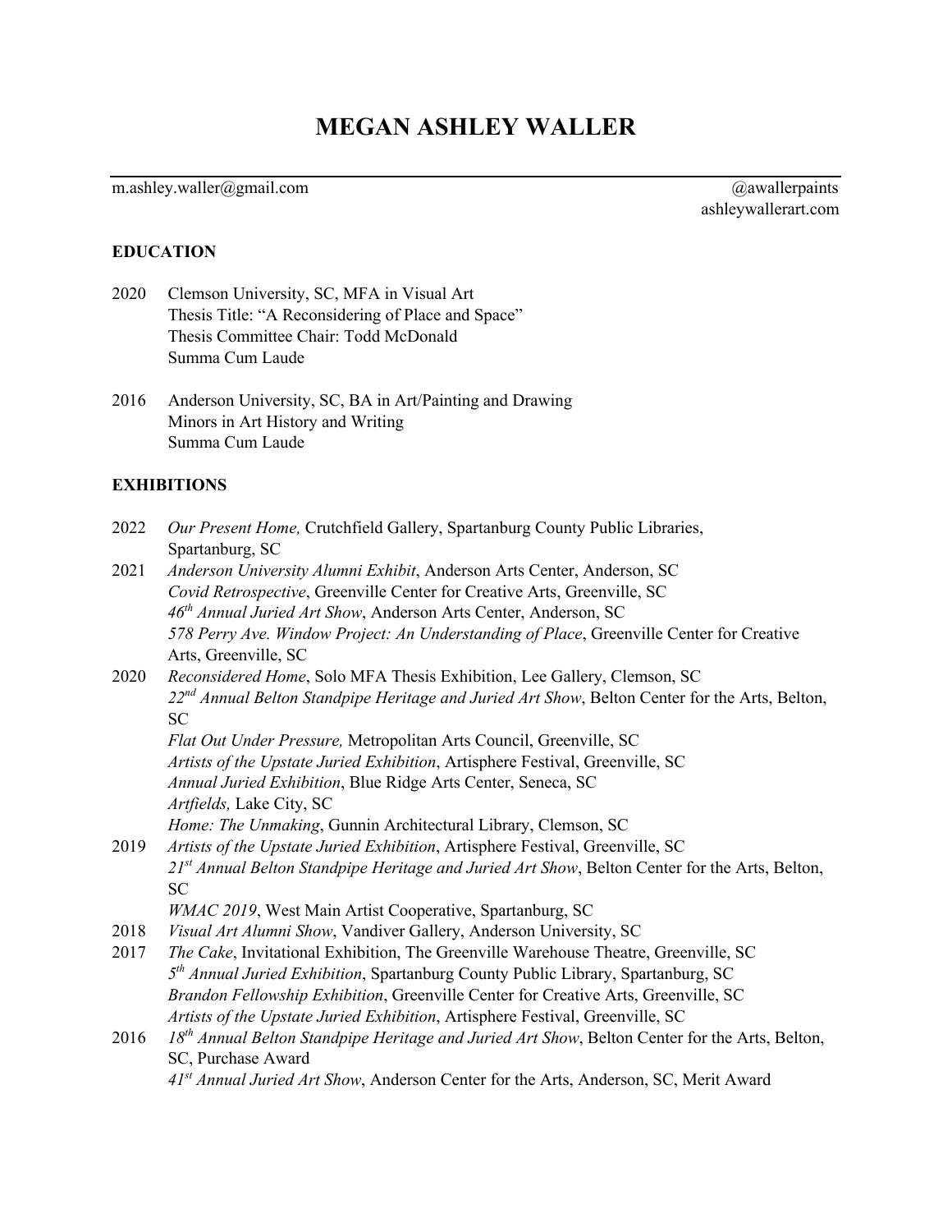# MEGAN ASHLEY WALLER

m.ashley.waller@gmail.com

@awallerpaints
ashleywallerart.com

## EDUCATION

2020 Clemson University, SC, MFA in Visual Art
Thesis Title: "A Reconsidering of Place and Space"
Thesis Committee Chair: Todd McDonald
Summa Cum Laude

2016 Anderson University, SC, BA in Art/Painting and Drawing
Minors in Art History and Writing
Summa Cum Laude

## EXHIBITIONS

2022 *Our Present Home,* Crutchfield Gallery, Spartanburg County Public Libraries, Spartanburg, SC

2021 *Anderson University Alumni Exhibit*, Anderson Arts Center, Anderson, SC
*Covid Retrospective*, Greenville Center for Creative Arts, Greenville, SC
*46th Annual Juried Art Show*, Anderson Arts Center, Anderson, SC
*578 Perry Ave. Window Project: An Understanding of Place*, Greenville Center for Creative Arts, Greenville, SC

2020 *Reconsidered Home*, Solo MFA Thesis Exhibition, Lee Gallery, Clemson, SC
*22nd Annual Belton Standpipe Heritage and Juried Art Show*, Belton Center for the Arts, Belton, SC
*Flat Out Under Pressure,* Metropolitan Arts Council, Greenville, SC
*Artists of the Upstate Juried Exhibition*, Artisphere Festival, Greenville, SC
*Annual Juried Exhibition*, Blue Ridge Arts Center, Seneca, SC
*Artfields,* Lake City, SC
*Home: The Unmaking*, Gunnin Architectural Library, Clemson, SC

2019 *Artists of the Upstate Juried Exhibition*, Artisphere Festival, Greenville, SC
*21st Annual Belton Standpipe Heritage and Juried Art Show*, Belton Center for the Arts, Belton, SC
*WMAC 2019*, West Main Artist Cooperative, Spartanburg, SC

2018 *Visual Art Alumni Show*, Vandiver Gallery, Anderson University, SC

2017 *The Cake*, Invitational Exhibition, The Greenville Warehouse Theatre, Greenville, SC
*5th Annual Juried Exhibition*, Spartanburg County Public Library, Spartanburg, SC
*Brandon Fellowship Exhibition*, Greenville Center for Creative Arts, Greenville, SC
*Artists of the Upstate Juried Exhibition*, Artisphere Festival, Greenville, SC

2016 *18th Annual Belton Standpipe Heritage and Juried Art Show*, Belton Center for the Arts, Belton, SC, Purchase Award
*41st Annual Juried Art Show*, Anderson Center for the Arts, Anderson, SC, Merit Award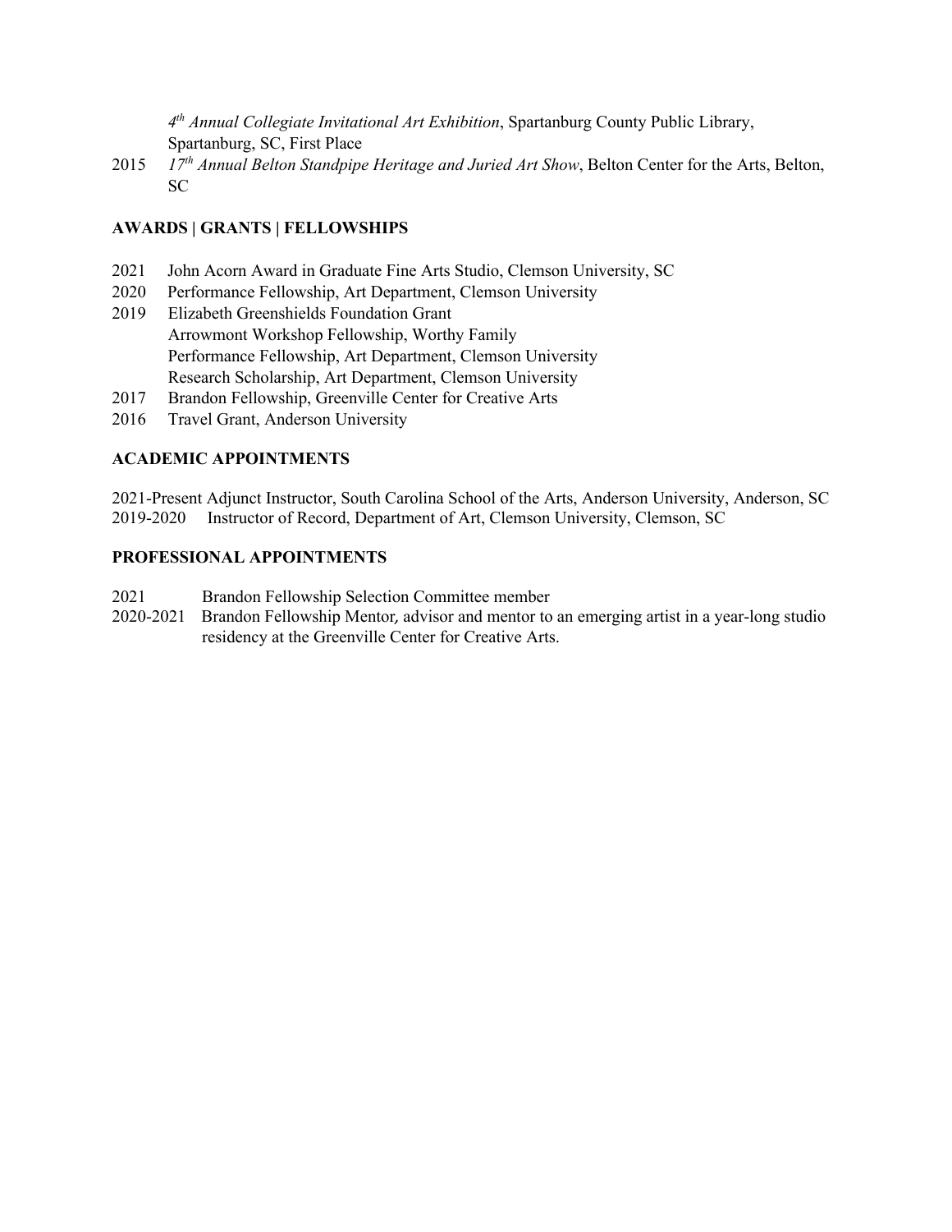*4th Annual Collegiate Invitational Art Exhibition*, Spartanburg County Public Library, Spartanburg, SC, First Place

2015 *17th Annual Belton Standpipe Heritage and Juried Art Show*, Belton Center for the Arts, Belton, SC

**AWARDS | GRANTS | FELLOWSHIPS**

2021 John Acorn Award in Graduate Fine Arts Studio, Clemson University, SC
2020 Performance Fellowship, Art Department, Clemson University
2019 Elizabeth Greenshields Foundation Grant
Arrowmont Workshop Fellowship, Worthy Family
Performance Fellowship, Art Department, Clemson University
Research Scholarship, Art Department, Clemson University
2017 Brandon Fellowship, Greenville Center for Creative Arts
2016 Travel Grant, Anderson University

**ACADEMIC APPOINTMENTS**

2021-Present Adjunct Instructor, South Carolina School of the Arts, Anderson University, Anderson, SC
2019-2020 Instructor of Record, Department of Art, Clemson University, Clemson, SC

**PROFESSIONAL APPOINTMENTS**

2021 Brandon Fellowship Selection Committee member
2020-2021 Brandon Fellowship Mentor, advisor and mentor to an emerging artist in a year-long studio residency at the Greenville Center for Creative Arts.